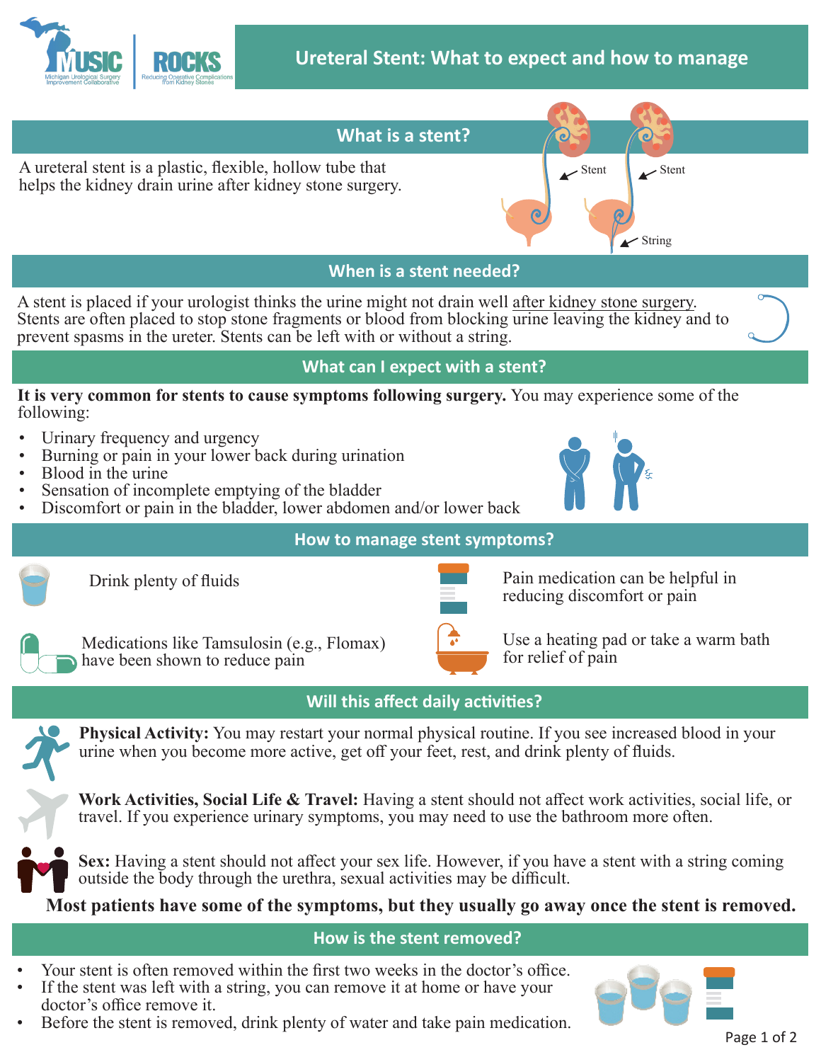MUSIC
Michigan Urological Surgery Improvement Collaborative

ROCKS
Reducing Operative Complications from Kidney Stones

# Ureteral Stent: What to expect and how to manage

## What is a stent?

A ureteral stent is a plastic, flexible, hollow tube that helps the kidney drain urine after kidney stone surgery.

Stent

Stent

String

## When is a stent needed?

A stent is placed if your urologist thinks the urine might not drain well after kidney stone surgery. Stents are often placed to stop stone fragments or blood from blocking urine leaving the kidney and to prevent spasms in the ureter. Stents can be left with or without a string.

## What can I expect with a stent?

**It is very common for stents to cause symptoms following surgery.** You may experience some of the following:

- Urinary frequency and urgency
- Burning or pain in your lower back during urination
- Blood in the urine
- Sensation of incomplete emptying of the bladder
- Discomfort or pain in the bladder, lower abdomen and/or lower back

## How to manage stent symptoms?

- Drink plenty of fluids
- Pain medication can be helpful in reducing discomfort or pain
- Medications like Tamsulosin (e.g., Flomax) have been shown to reduce pain
- Use a heating pad or take a warm bath for relief of pain

## Will this affect daily activities?

**Physical Activity:** You may restart your normal physical routine. If you see increased blood in your urine when you become more active, get off your feet, rest, and drink plenty of fluids.

**Work Activities, Social Life & Travel:** Having a stent should not affect work activities, social life, or travel. If you experience urinary symptoms, you may need to use the bathroom more often.

**Sex:** Having a stent should not affect your sex life. However, if you have a stent with a string coming outside the body through the urethra, sexual activities may be difficult.

**Most patients have some of the symptoms, but they usually go away once the stent is removed.**

## How is the stent removed?

- Your stent is often removed within the first two weeks in the doctor's office.
- If the stent was left with a string, you can remove it at home or have your doctor's office remove it.
- Before the stent is removed, drink plenty of water and take pain medication.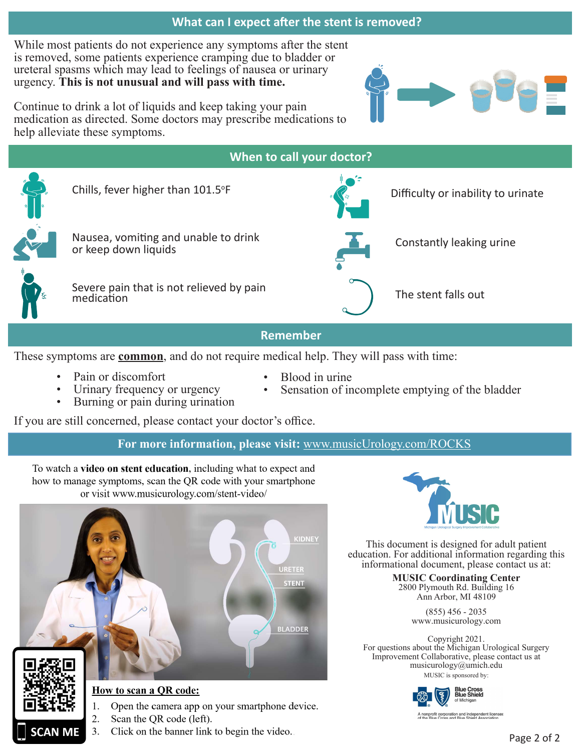## What can I expect after the stent is removed?

While most patients do not experience any symptoms after the stent is removed, some patients experience cramping due to bladder or ureteral spasms which may lead to feelings of nausea or urinary urgency. **This is not unusual and will pass with time.**

Continue to drink a lot of liquids and keep taking your pain medication as directed. Some doctors may prescribe medications to help alleviate these symptoms.

## When to call your doctor?

- Chills, fever higher than 101.5°F
- Nausea, vomiting and unable to drink or keep down liquids
- Severe pain that is not relieved by pain medication
- Difficulty or inability to urinate
- Constantly leaking urine
- The stent falls out

## Remember

These symptoms are **common**, and do not require medical help. They will pass with time:

- Pain or discomfort
- Urinary frequency or urgency
- Burning or pain during urination
- Blood in urine
- Sensation of incomplete emptying of the bladder

If you are still concerned, please contact your doctor's office.

**For more information, please visit:** www.musicUrology.com/ROCKS

To watch a **video on stent education**, including what to expect and how to manage symptoms, scan the QR code with your smartphone or visit www.musicurology.com/stent-video/

KIDNEY

URETER

STENT

BLADDER

SCAN ME

**How to scan a QR code:**

1. Open the camera app on your smartphone device.
2. Scan the QR code (left).
3. Click on the banner link to begin the video.

MUSIC

Michigan Urological Surgery Improvement Collaborative

This document is designed for adult patient education. For additional information regarding this informational document, please contact us at:

**MUSIC Coordinating Center**
2800 Plymouth Rd. Building 16
Ann Arbor, MI 48109

(855) 456 - 2035
www.musicurology.com

Copyright 2021.
For questions about the Michigan Urological Surgery Improvement Collaborative, please contact us at musicurology@umich.edu

MUSIC is sponsored by:

Blue Cross Blue Shield of Michigan

A nonprofit corporation and independent licensee of the Blue Cross and Blue Shield Association